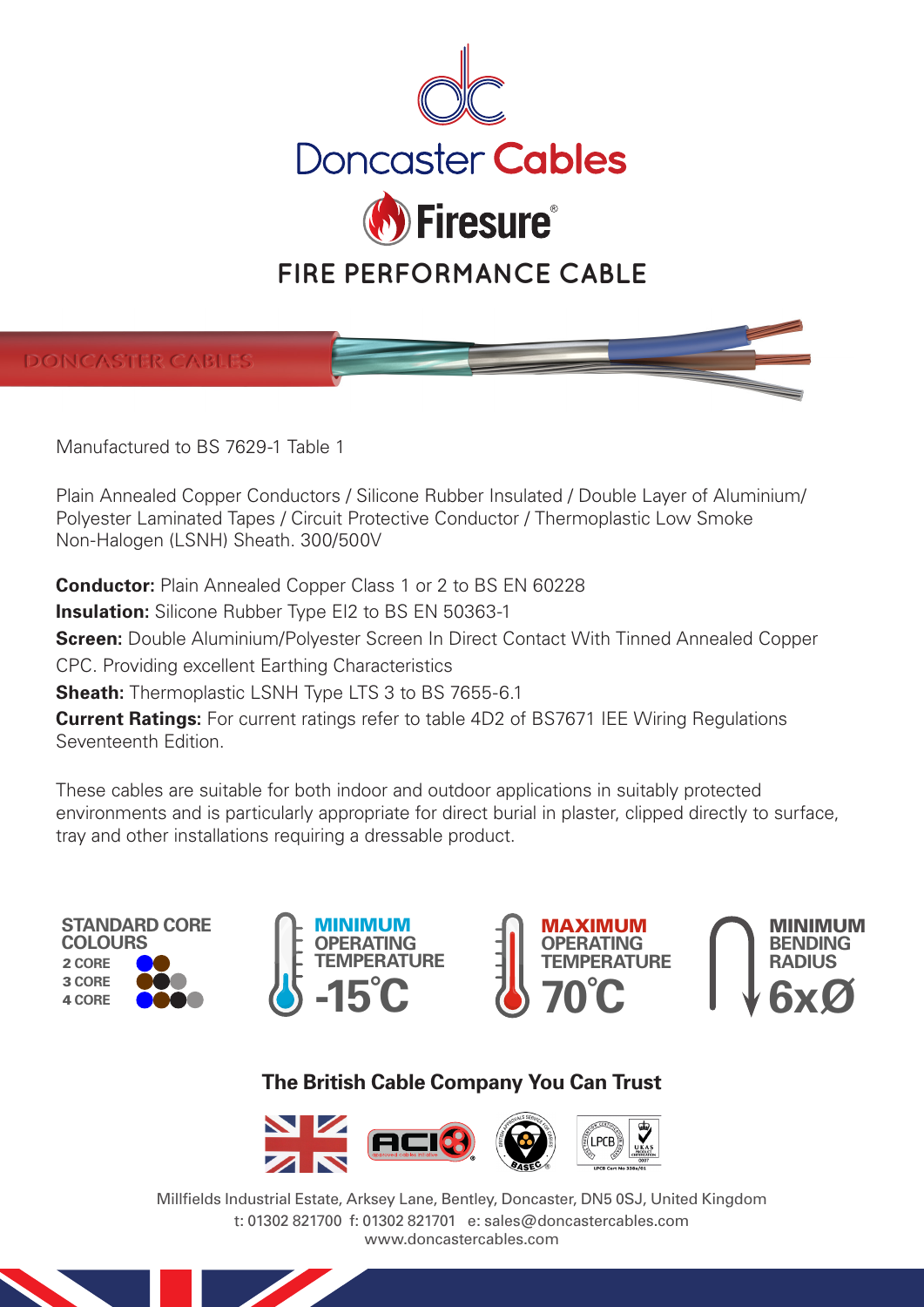# Doncaster Cables

## Firesure®

## FIRE PERFORMANCE CABLE

Manufactured to BS 7629-1 Table 1

Plain Annealed Copper Conductors / Silicone Rubber Insulated / Double Layer of Aluminium/ Polyester Laminated Tapes / Circuit Protective Conductor / Thermoplastic Low Smoke Non-Halogen (LSNH) Sheath. 300/500V

**Conductor:** Plain Annealed Copper Class 1 or 2 to BS EN 60228
**Insulation:** Silicone Rubber Type EI2 to BS EN 50363-1
**Screen:** Double Aluminium/Polyester Screen In Direct Contact With Tinned Annealed Copper CPC. Providing excellent Earthing Characteristics
**Sheath:** Thermoplastic LSNH Type LTS 3 to BS 7655-6.1
**Current Ratings:** For current ratings refer to table 4D2 of BS7671 IEE Wiring Regulations Seventeenth Edition.

These cables are suitable for both indoor and outdoor applications in suitably protected environments and is particularly appropriate for direct burial in plaster, clipped directly to surface, tray and other installations requiring a dressable product.

**STANDARD CORE COLOURS**
- 2 CORE
- 3 CORE
- 4 CORE

**MINIMUM OPERATING TEMPERATURE** -15°C

**MAXIMUM OPERATING TEMPERATURE** 70°C

**MINIMUM BENDING RADIUS** 6xØ

**The British Cable Company You Can Trust**

Millfields Industrial Estate, Arksey Lane, Bentley, Doncaster, DN5 0SJ, United Kingdom
t: 01302 821700 f: 01302 821701 e: sales@doncastercables.com
www.doncastercables.com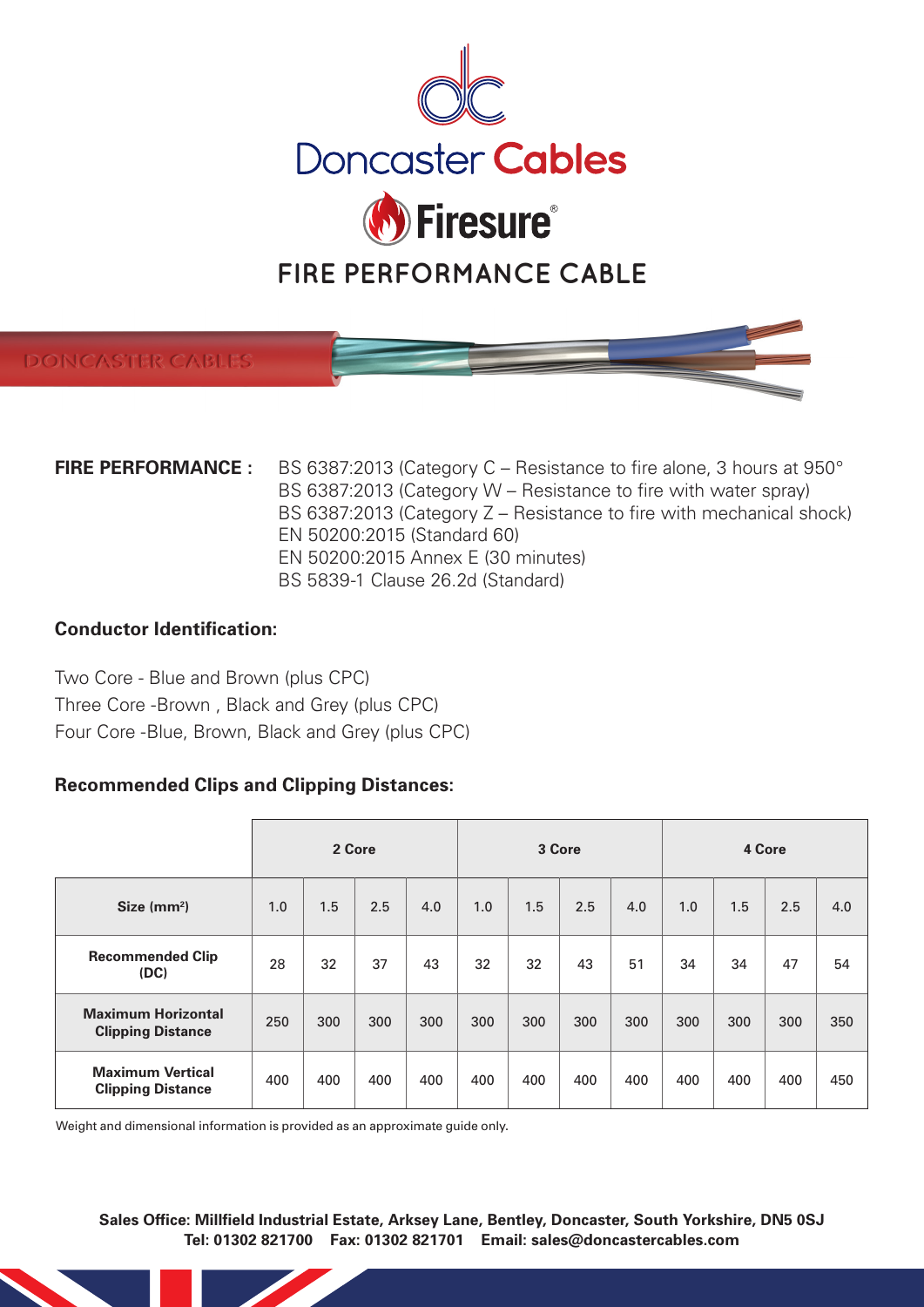# Doncaster Cables

## Firesure®

## FIRE PERFORMANCE CABLE

**FIRE PERFORMANCE :** BS 6387:2013 (Category C – Resistance to fire alone, 3 hours at 950°
BS 6387:2013 (Category W – Resistance to fire with water spray)
BS 6387:2013 (Category Z – Resistance to fire with mechanical shock)
EN 50200:2015 (Standard 60)
EN 50200:2015 Annex E (30 minutes)
BS 5839-1 Clause 26.2d (Standard)

### Conductor Identification:

Two Core - Blue and Brown (plus CPC)
Three Core -Brown , Black and Grey (plus CPC)
Four Core -Blue, Brown, Black and Grey (plus CPC)

### Recommended Clips and Clipping Distances:

| | 2 Core | | | | 3 Core | | | | 4 Core | | | |
|---|---|---|---|---|---|---|---|---|---|---|---|---|
| **Size (mm²)** | 1.0 | 1.5 | 2.5 | 4.0 | 1.0 | 1.5 | 2.5 | 4.0 | 1.0 | 1.5 | 2.5 | 4.0 |
| **Recommended Clip (DC)** | 28 | 32 | 37 | 43 | 32 | 32 | 43 | 51 | 34 | 34 | 47 | 54 |
| **Maximum Horizontal Clipping Distance** | 250 | 300 | 300 | 300 | 300 | 300 | 300 | 300 | 300 | 300 | 300 | 350 |
| **Maximum Vertical Clipping Distance** | 400 | 400 | 400 | 400 | 400 | 400 | 400 | 400 | 400 | 400 | 400 | 450 |

Weight and dimensional information is provided as an approximate guide only.

**Sales Office: Millfield Industrial Estate, Arksey Lane, Bentley, Doncaster, South Yorkshire, DN5 0SJ**
**Tel: 01302 821700 Fax: 01302 821701 Email: sales@doncastercables.com**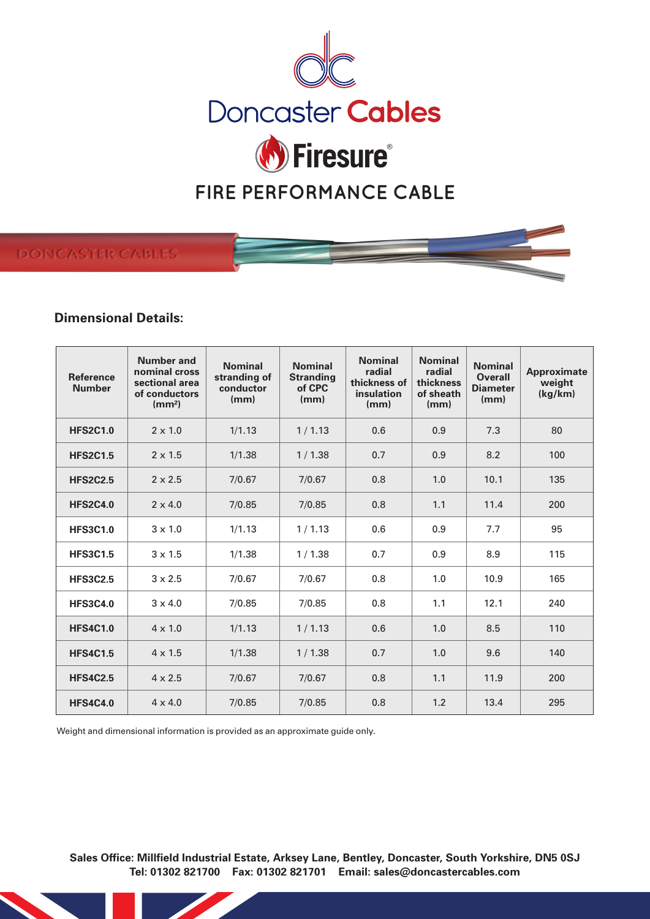# Doncaster Cables

## Firesure®

## FIRE PERFORMANCE CABLE

### Dimensional Details:

| Reference Number | Number and nominal cross sectional area of conductors ($mm^2$) | Nominal stranding of conductor (mm) | Nominal Stranding of CPC (mm) | Nominal radial thickness of insulation (mm) | Nominal radial thickness of sheath (mm) | Nominal Overall Diameter (mm) | Approximate weight (kg/km) |
|---|---|---|---|---|---|---|---|
| **HFS2C1.0** | 2 x 1.0 | 1/1.13 | 1 / 1.13 | 0.6 | 0.9 | 7.3 | 80 |
| **HFS2C1.5** | 2 x 1.5 | 1/1.38 | 1 / 1.38 | 0.7 | 0.9 | 8.2 | 100 |
| **HFS2C2.5** | 2 x 2.5 | 7/0.67 | 7/0.67 | 0.8 | 1.0 | 10.1 | 135 |
| **HFS2C4.0** | 2 x 4.0 | 7/0.85 | 7/0.85 | 0.8 | 1.1 | 11.4 | 200 |
| **HFS3C1.0** | 3 x 1.0 | 1/1.13 | 1 / 1.13 | 0.6 | 0.9 | 7.7 | 95 |
| **HFS3C1.5** | 3 x 1.5 | 1/1.38 | 1 / 1.38 | 0.7 | 0.9 | 8.9 | 115 |
| **HFS3C2.5** | 3 x 2.5 | 7/0.67 | 7/0.67 | 0.8 | 1.0 | 10.9 | 165 |
| **HFS3C4.0** | 3 x 4.0 | 7/0.85 | 7/0.85 | 0.8 | 1.1 | 12.1 | 240 |
| **HFS4C1.0** | 4 x 1.0 | 1/1.13 | 1 / 1.13 | 0.6 | 1.0 | 8.5 | 110 |
| **HFS4C1.5** | 4 x 1.5 | 1/1.38 | 1 / 1.38 | 0.7 | 1.0 | 9.6 | 140 |
| **HFS4C2.5** | 4 x 2.5 | 7/0.67 | 7/0.67 | 0.8 | 1.1 | 11.9 | 200 |
| **HFS4C4.0** | 4 x 4.0 | 7/0.85 | 7/0.85 | 0.8 | 1.2 | 13.4 | 295 |

Weight and dimensional information is provided as an approximate guide only.

**Sales Office: Millfield Industrial Estate, Arksey Lane, Bentley, Doncaster, South Yorkshire, DN5 0SJ**
**Tel: 01302 821700  Fax: 01302 821701  Email: sales@doncastercables.com**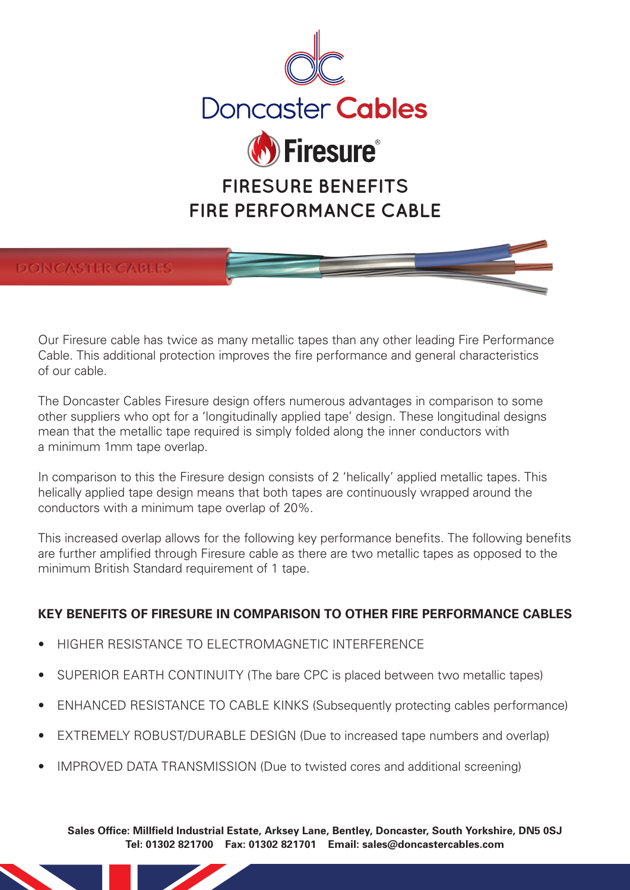Doncaster Cables

Firesure®

# FIRESURE BENEFITS
# FIRE PERFORMANCE CABLE

Our Firesure cable has twice as many metallic tapes than any other leading Fire Performance Cable. This additional protection improves the fire performance and general characteristics of our cable.

The Doncaster Cables Firesure design offers numerous advantages in comparison to some other suppliers who opt for a 'longitudinally applied tape' design. These longitudinal designs mean that the metallic tape required is simply folded along the inner conductors with a minimum 1mm tape overlap.

In comparison to this the Firesure design consists of 2 'helically' applied metallic tapes. This helically applied tape design means that both tapes are continuously wrapped around the conductors with a minimum tape overlap of 20%.

This increased overlap allows for the following key performance benefits. The following benefits are further amplified through Firesure cable as there are two metallic tapes as opposed to the minimum British Standard requirement of 1 tape.

**KEY BENEFITS OF FIRESURE IN COMPARISON TO OTHER FIRE PERFORMANCE CABLES**

- HIGHER RESISTANCE TO ELECTROMAGNETIC INTERFERENCE
- SUPERIOR EARTH CONTINUITY (The bare CPC is placed between two metallic tapes)
- ENHANCED RESISTANCE TO CABLE KINKS (Subsequently protecting cables performance)
- EXTREMELY ROBUST/DURABLE DESIGN (Due to increased tape numbers and overlap)
- IMPROVED DATA TRANSMISSION (Due to twisted cores and additional screening)

**Sales Office: Millfield Industrial Estate, Arksey Lane, Bentley, Doncaster, South Yorkshire, DN5 0SJ**
**Tel: 01302 821700 Fax: 01302 821701 Email: sales@doncastercables.com**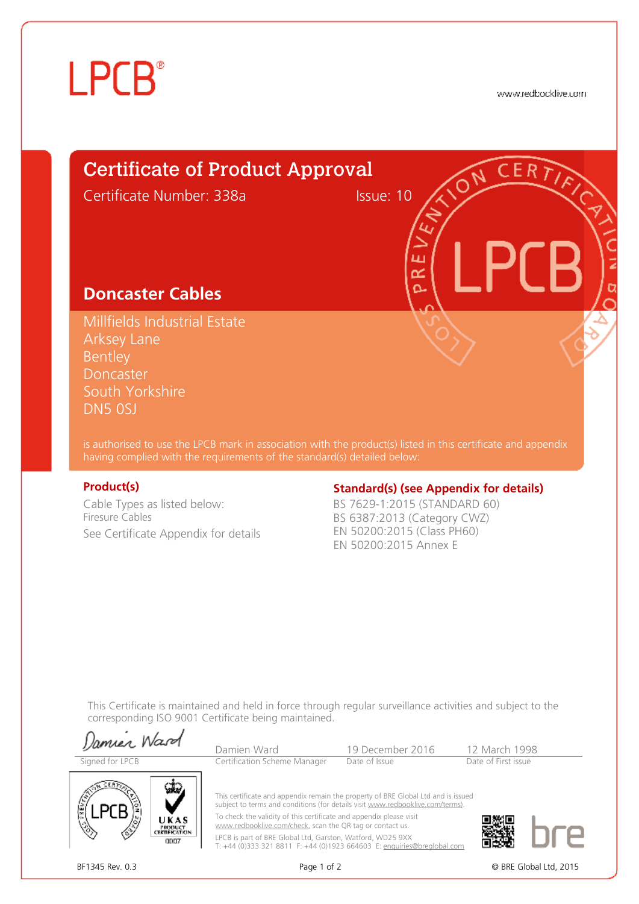# LPCB®

www.redbooklive.com

## Certificate of Product Approval

Certificate Number: 338a    Issue: 10

### Doncaster Cables

Millfields Industrial Estate
Arksey Lane
Bentley
Doncaster
South Yorkshire
DN5 0SJ

is authorised to use the LPCB mark in association with the product(s) listed in this certificate and appendix having complied with the requirements of the standard(s) detailed below:

**Product(s)**

Cable Types as listed below:
Firesure Cables
See Certificate Appendix for details

**Standard(s) (see Appendix for details)**

BS 7629-1:2015 (STANDARD 60)
BS 6387:2013 (Category CWZ)
EN 50200:2015 (Class PH60)
EN 50200:2015 Annex E

This Certificate is maintained and held in force through regular surveillance activities and subject to the corresponding ISO 9001 Certificate being maintained.

| Damien Ward | Damien Ward | 19 December 2016 | 12 March 1998 |
|---|---|---|---|
| Signed for LPCB | Certification Scheme Manager | Date of Issue | Date of First issue |

This certificate and appendix remain the property of BRE Global Ltd and is issued subject to terms and conditions (for details visit www.redbooklive.com/terms).

To check the validity of this certificate and appendix please visit www.redbooklive.com/check, scan the QR tag or contact us.

LPCB is part of BRE Global Ltd, Garston, Watford, WD25 9XX
T: +44 (0)333 321 8811 F: +44 (0)1923 664603 E: enquiries@breglobal.com

BF1345 Rev. 0.3

© BRE Global Ltd, 2015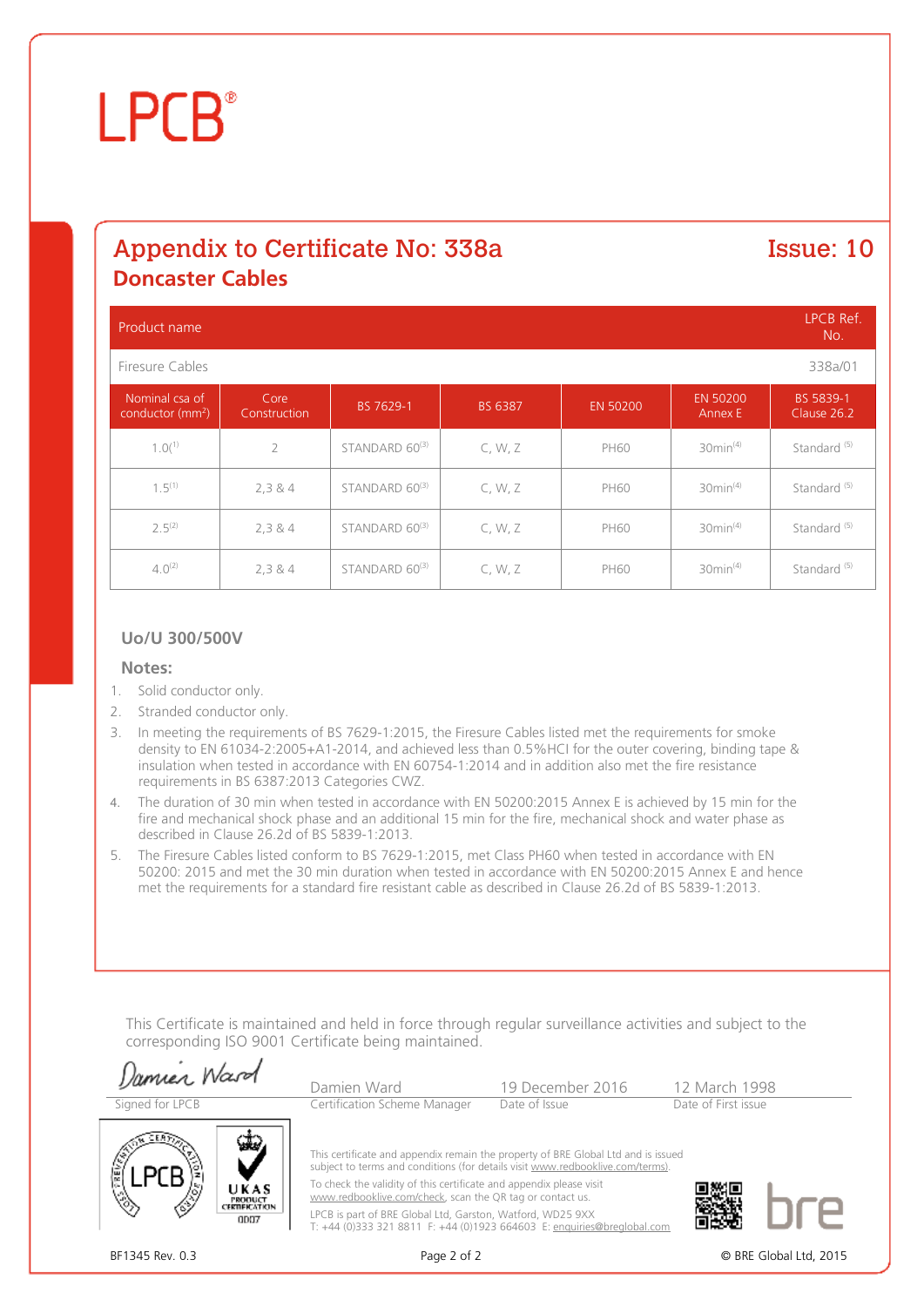LPCB®

# Appendix to Certificate No: 338a

Issue: 10

## Doncaster Cables

| Product name | | | | | | LPCB Ref. No. |
|---|---|---|---|---|---|---|
| Firesure Cables | | | | | | 338a/01 |
| Nominal csa of conductor ($mm^2$) | Core Construction | BS 7629-1 | BS 6387 | EN 50200 | EN 50200 Annex E | BS 5839-1 Clause 26.2 |
| 1.0[1] | 2 | STANDARD 60[3] | C, W, Z | PH60 | 30min[4] | Standard [5] |
| 1.5[1] | 2,3 & 4 | STANDARD 60[3] | C, W, Z | PH60 | 30min[4] | Standard [5] |
| 2.5[2] | 2,3 & 4 | STANDARD 60[3] | C, W, Z | PH60 | 30min[4] | Standard [5] |
| 4.0[2] | 2,3 & 4 | STANDARD 60[3] | C, W, Z | PH60 | 30min[4] | Standard [5] |

### Uo/U 300/500V

### Notes:

1. Solid conductor only.
2. Stranded conductor only.
3. In meeting the requirements of BS 7629-1:2015, the Firesure Cables listed met the requirements for smoke density to EN 61034-2:2005+A1-2014, and achieved less than 0.5%HCl for the outer covering, binding tape & insulation when tested in accordance with EN 60754-1:2014 and in addition also met the fire resistance requirements in BS 6387:2013 Categories CWZ.
4. The duration of 30 min when tested in accordance with EN 50200:2015 Annex E is achieved by 15 min for the fire and mechanical shock phase and an additional 15 min for the fire, mechanical shock and water phase as described in Clause 26.2d of BS 5839-1:2013.
5. The Firesure Cables listed conform to BS 7629-1:2015, met Class PH60 when tested in accordance with EN 50200: 2015 and met the 30 min duration when tested in accordance with EN 50200:2015 Annex E and hence met the requirements for a standard fire resistant cable as described in Clause 26.2d of BS 5839-1:2013.

This Certificate is maintained and held in force through regular surveillance activities and subject to the corresponding ISO 9001 Certificate being maintained.

| Signed for LPCB | Damien Ward<br>Certification Scheme Manager | 19 December 2016<br>Date of Issue | 12 March 1998<br>Date of First issue |
|---|---|---|---|

This certificate and appendix remain the property of BRE Global Ltd and is issued subject to terms and conditions (for details visit www.redbooklive.com/terms).

To check the validity of this certificate and appendix please visit www.redbooklive.com/check, scan the QR tag or contact us.

LPCB is part of BRE Global Ltd, Garston, Watford, WD25 9XX
T: +44 (0)333 321 8811 F: +44 (0)1923 664603 E: enquiries@breglobal.com

BF1345 Rev. 0.3

© BRE Global Ltd, 2015